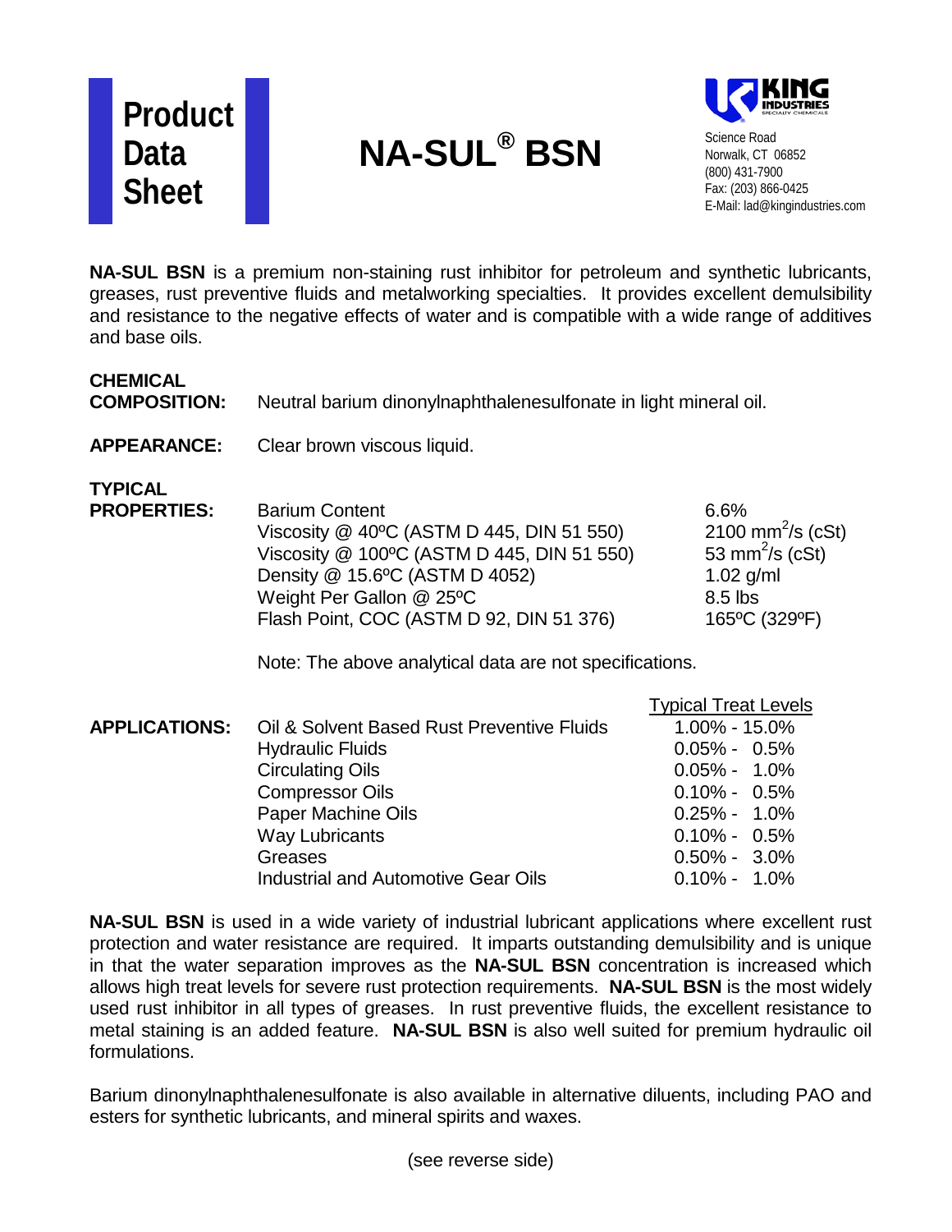# Product Data Sheet

# NA-SUL® BSN

**KING INDUSTRIES**
Science Road
Norwalk, CT 06852
(800) 431-7900
Fax: (203) 866-0425
E-Mail: lad@kingindustries.com

**NA-SUL BSN** is a premium non-staining rust inhibitor for petroleum and synthetic lubricants, greases, rust preventive fluids and metalworking specialties. It provides excellent demulsibility and resistance to the negative effects of water and is compatible with a wide range of additives and base oils.

**CHEMICAL COMPOSITION:** Neutral barium dinonylnaphthalenesulfonate in light mineral oil.

**APPEARANCE:** Clear brown viscous liquid.

**TYPICAL PROPERTIES:**

| Property | Value |
| --- | --- |
| Barium Content | 6.6% |
| Viscosity @ 40ºC (ASTM D 445, DIN 51 550) | 2100 $mm^2/s$ (cSt) |
| Viscosity @ 100ºC (ASTM D 445, DIN 51 550) | 53 $mm^2/s$ (cSt) |
| Density @ 15.6ºC (ASTM D 4052) | 1.02 g/ml |
| Weight Per Gallon @ 25ºC | 8.5 lbs |
| Flash Point, COC (ASTM D 92, DIN 51 376) | 165ºC (329ºF) |

Note: The above analytical data are not specifications.

**APPLICATIONS:**

| Application | Typical Treat Levels |
| --- | --- |
| Oil & Solvent Based Rust Preventive Fluids | 1.00% - 15.0% |
| Hydraulic Fluids | 0.05% - 0.5% |
| Circulating Oils | 0.05% - 1.0% |
| Compressor Oils | 0.10% - 0.5% |
| Paper Machine Oils | 0.25% - 1.0% |
| Way Lubricants | 0.10% - 0.5% |
| Greases | 0.50% - 3.0% |
| Industrial and Automotive Gear Oils | 0.10% - 1.0% |

**NA-SUL BSN** is used in a wide variety of industrial lubricant applications where excellent rust protection and water resistance are required. It imparts outstanding demulsibility and is unique in that the water separation improves as the **NA-SUL BSN** concentration is increased which allows high treat levels for severe rust protection requirements. **NA-SUL BSN** is the most widely used rust inhibitor in all types of greases. In rust preventive fluids, the excellent resistance to metal staining is an added feature. **NA-SUL BSN** is also well suited for premium hydraulic oil formulations.

Barium dinonylnaphthalenesulfonate is also available in alternative diluents, including PAO and esters for synthetic lubricants, and mineral spirits and waxes.

(see reverse side)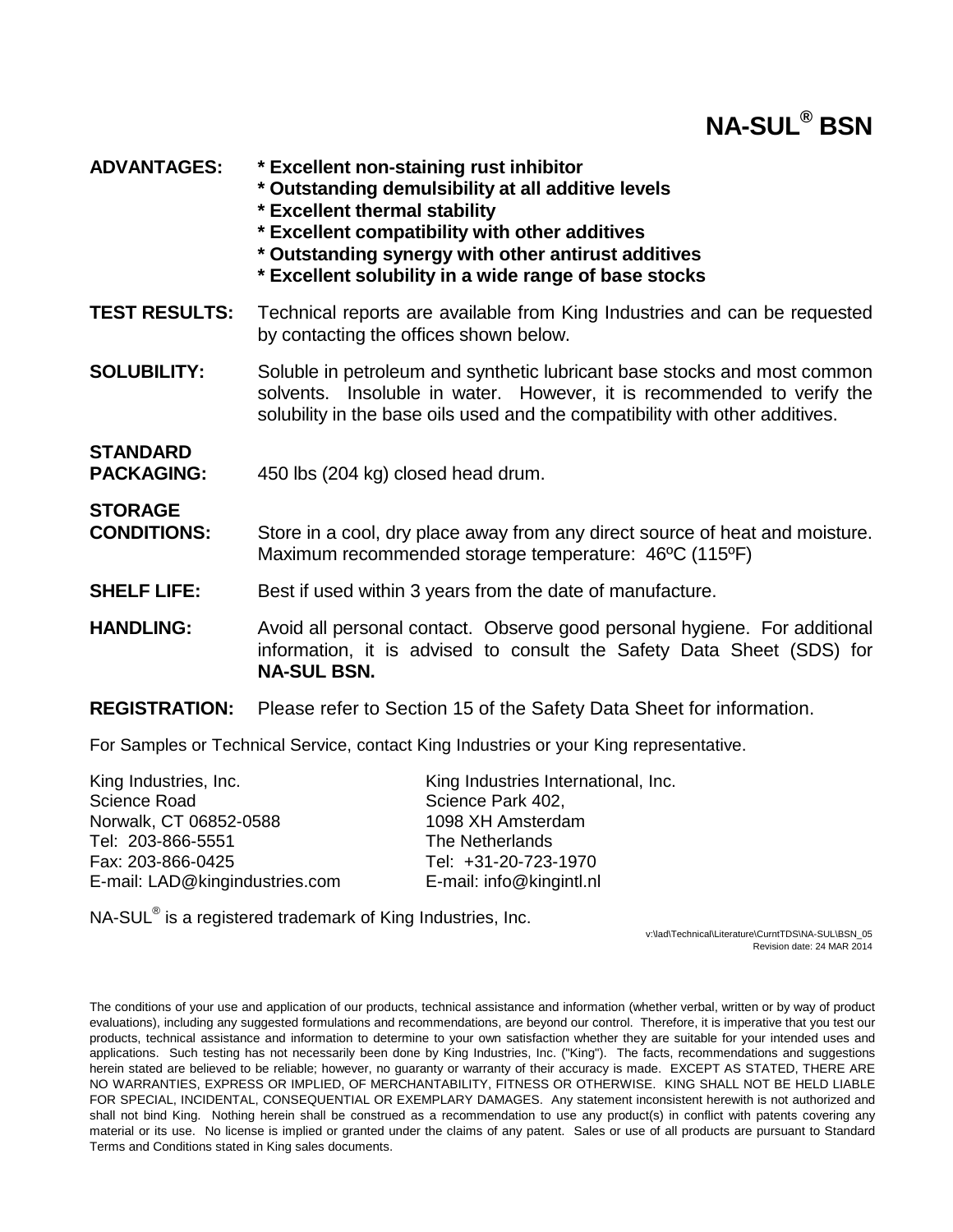# NA-SUL® BSN

**ADVANTAGES:**

- **Excellent non-staining rust inhibitor**
- **Outstanding demulsibility at all additive levels**
- **Excellent thermal stability**
- **Excellent compatibility with other additives**
- **Outstanding synergy with other antirust additives**
- **Excellent solubility in a wide range of base stocks**

**TEST RESULTS:** Technical reports are available from King Industries and can be requested by contacting the offices shown below.

**SOLUBILITY:** Soluble in petroleum and synthetic lubricant base stocks and most common solvents. Insoluble in water. However, it is recommended to verify the solubility in the base oils used and the compatibility with other additives.

**STANDARD PACKAGING:** 450 lbs (204 kg) closed head drum.

**STORAGE CONDITIONS:** Store in a cool, dry place away from any direct source of heat and moisture. Maximum recommended storage temperature: 46ºC (115ºF)

**SHELF LIFE:** Best if used within 3 years from the date of manufacture.

**HANDLING:** Avoid all personal contact. Observe good personal hygiene. For additional information, it is advised to consult the Safety Data Sheet (SDS) for **NA-SUL BSN.**

**REGISTRATION:** Please refer to Section 15 of the Safety Data Sheet for information.

For Samples or Technical Service, contact King Industries or your King representative.

King Industries, Inc.
Science Road
Norwalk, CT 06852-0588
Tel: 203-866-5551
Fax: 203-866-0425
E-mail: LAD@kingindustries.com

King Industries International, Inc.
Science Park 402,
1098 XH Amsterdam
The Netherlands
Tel: +31-20-723-1970
E-mail: info@kingintl.nl

NA-SUL® is a registered trademark of King Industries, Inc.

v:\lad\Technical\Literature\CurntTDS\NA-SUL\BSN_05
Revision date: 24 MAR 2014

The conditions of your use and application of our products, technical assistance and information (whether verbal, written or by way of product evaluations), including any suggested formulations and recommendations, are beyond our control. Therefore, it is imperative that you test our products, technical assistance and information to determine to your own satisfaction whether they are suitable for your intended uses and applications. Such testing has not necessarily been done by King Industries, Inc. ("King"). The facts, recommendations and suggestions herein stated are believed to be reliable; however, no guaranty or warranty of their accuracy is made. EXCEPT AS STATED, THERE ARE NO WARRANTIES, EXPRESS OR IMPLIED, OF MERCHANTABILITY, FITNESS OR OTHERWISE. KING SHALL NOT BE HELD LIABLE FOR SPECIAL, INCIDENTAL, CONSEQUENTIAL OR EXEMPLARY DAMAGES. Any statement inconsistent herewith is not authorized and shall not bind King. Nothing herein shall be construed as a recommendation to use any product(s) in conflict with patents covering any material or its use. No license is implied or granted under the claims of any patent. Sales or use of all products are pursuant to Standard Terms and Conditions stated in King sales documents.